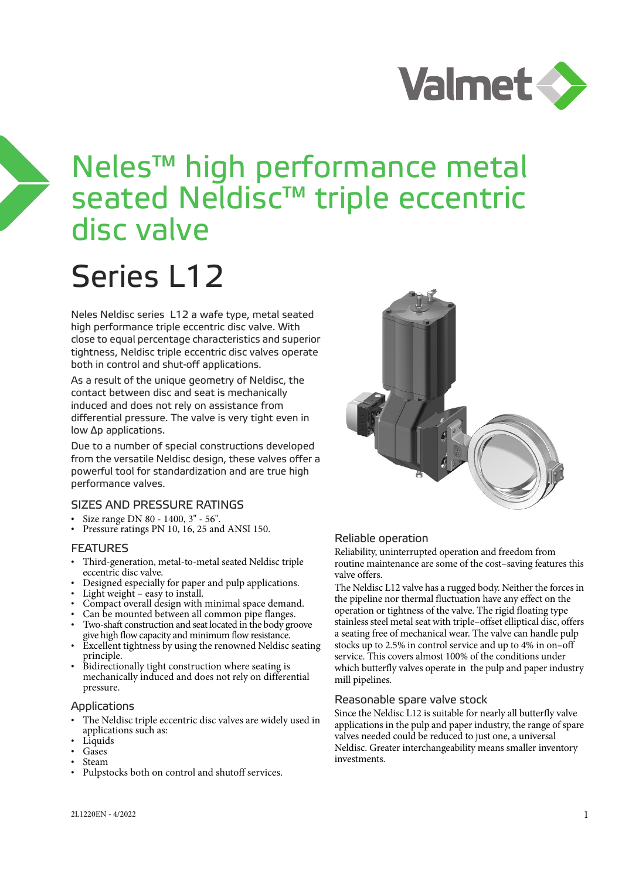# Neles™ high performance metal seated Neldisc™ triple eccentric disc valve

# Series L12

Neles Neldisc series  L12 a wafe type, metal seated high performance triple eccentric disc valve. With close to equal percentage characteristics and superior tightness, Neldisc triple eccentric disc valves operate both in control and shut-off applications.

As a result of the unique geometry of Neldisc, the contact between disc and seat is mechanically induced and does not rely on assistance from differential pressure. The valve is very tight even in low Δp applications.

Due to a number of special constructions developed from the versatile Neldisc design, these valves offer a powerful tool for standardization and are true high performance valves.

## SIZES AND PRESSURE RATINGS

- Size range DN 80 - 1400, 3" - 56".
- Pressure ratings PN 10, 16, 25 and ANSI 150.

## FEATURES

- Third-generation, metal-to-metal seated Neldisc triple eccentric disc valve.
- Designed especially for paper and pulp applications.
- Light weight – easy to install.
- Compact overall design with minimal space demand.
- Can be mounted between all common pipe flanges.
- Two-shaft construction and seat located in the body groove give high flow capacity and minimum flow resistance.
- Excellent tightness by using the renowned Neldisc seating principle.
- Bidirectionally tight construction where seating is mechanically induced and does not rely on differential pressure.

## Applications

- The Neldisc triple eccentric disc valves are widely used in applications such as:
- Liquids
- Gases
- Steam
- Pulpstocks both on control and shutoff services.

## Reliable operation

Reliability, uninterrupted operation and freedom from routine maintenance are some of the cost–saving features this valve offers.

The Neldisc L12 valve has a rugged body. Neither the forces in the pipeline nor thermal fluctuation have any effect on the operation or tightness of the valve. The rigid floating type stainless steel metal seat with triple–offset elliptical disc, offers a seating free of mechanical wear. The valve can handle pulp stocks up to 2.5% in control service and up to 4% in on–off service. This covers almost 100% of the conditions under which butterfly valves operate in  the pulp and paper industry mill pipelines.

## Reasonable spare valve stock

Since the Neldisc L12 is suitable for nearly all butterfly valve applications in the pulp and paper industry, the range of spare valves needed could be reduced to just one, a universal Neldisc. Greater interchangeability means smaller inventory investments.

2L1220EN - 4/2022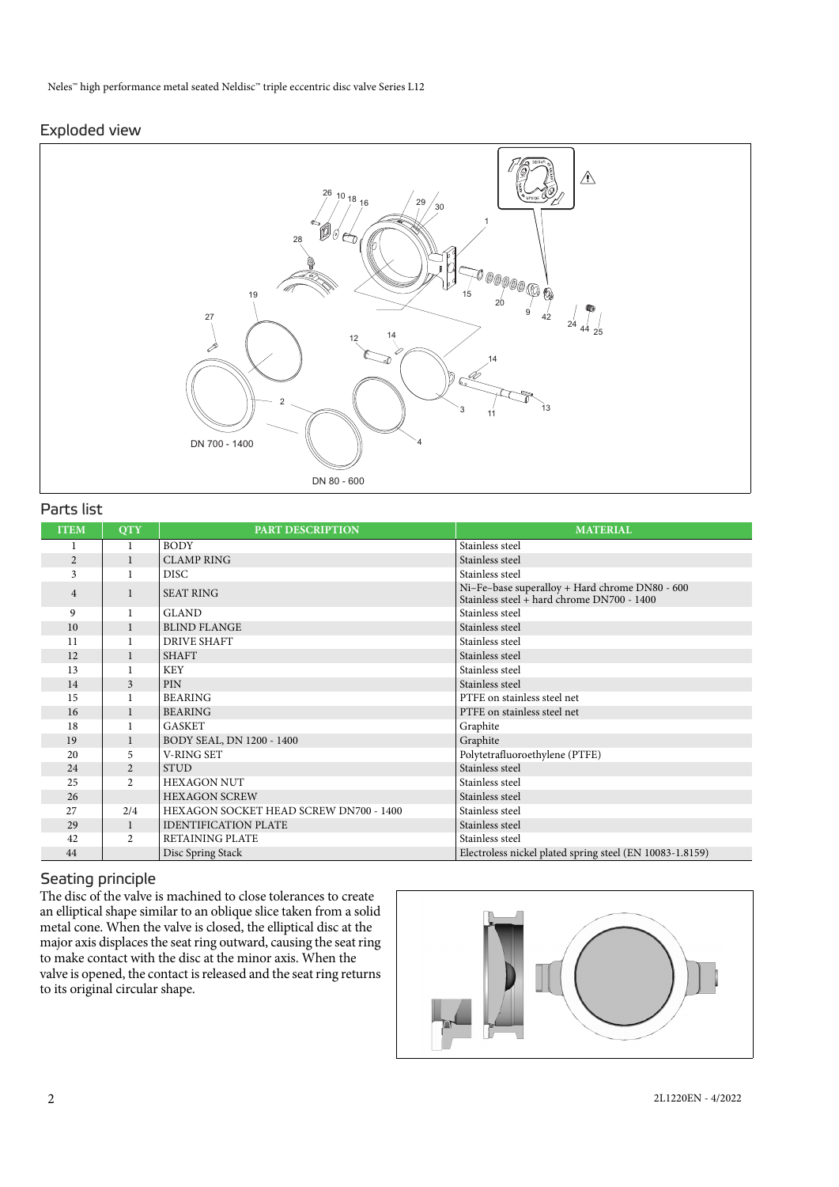## Exploded view

## Parts list

| ITEM | QTY | PART DESCRIPTION | MATERIAL |
|---|---|---|---|
| 1 | 1 | BODY | Stainless steel |
| 2 | 1 | CLAMP RING | Stainless steel |
| 3 | 1 | DISC | Stainless steel |
| 4 | 1 | SEAT RING | Ni–Fe–base superalloy + Hard chrome DN80 - 600<br>Stainless steel + hard chrome DN700 - 1400 |
| 9 | 1 | GLAND | Stainless steel |
| 10 | 1 | BLIND FLANGE | Stainless steel |
| 11 | 1 | DRIVE SHAFT | Stainless steel |
| 12 | 1 | SHAFT | Stainless steel |
| 13 | 1 | KEY | Stainless steel |
| 14 | 3 | PIN | Stainless steel |
| 15 | 1 | BEARING | PTFE on stainless steel net |
| 16 | 1 | BEARING | PTFE on stainless steel net |
| 18 | 1 | GASKET | Graphite |
| 19 | 1 | BODY SEAL, DN 1200 - 1400 | Graphite |
| 20 | 5 | V-RING SET | Polytetrafluoroethylene (PTFE) |
| 24 | 2 | STUD | Stainless steel |
| 25 | 2 | HEXAGON NUT | Stainless steel |
| 26 | | HEXAGON SCREW | Stainless steel |
| 27 | 2/4 | HEXAGON SOCKET HEAD SCREW DN700 - 1400 | Stainless steel |
| 29 | 1 | IDENTIFICATION PLATE | Stainless steel |
| 42 | 2 | RETAINING PLATE | Stainless steel |
| 44 | | Disc Spring Stack | Electroless nickel plated spring steel (EN 10083-1.8159) |

## Seating principle

The disc of the valve is machined to close tolerances to create an elliptical shape similar to an oblique slice taken from a solid metal cone. When the valve is closed, the elliptical disc at the major axis displaces the seat ring outward, causing the seat ring to make contact with the disc at the minor axis. When the valve is opened, the contact is released and the seat ring returns to its original circular shape.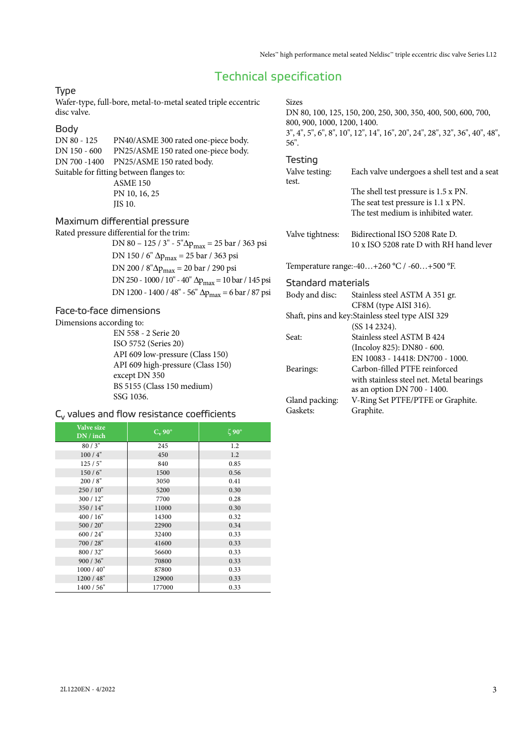# Technical specification

## Type

Wafer-type, full-bore, metal-to-metal seated triple eccentric disc valve.

## Body

DN 80 - 125 PN40/ASME 300 rated one-piece body.
DN 150 - 600 PN25/ASME 150 rated one-piece body.
DN 700 -1400 PN25/ASME 150 rated body.
Suitable for fitting between flanges to:

- ASME 150
- PN 10, 16, 25
- JIS 10.

## Maximum differential pressure

Rated pressure differential for the trim:

- DN 80 – 125 / 3" - 5" $\Delta p_{max}$ = 25 bar / 363 psi
- DN 150 / 6" $\Delta p_{max}$ = 25 bar / 363 psi
- DN 200 / 8" $\Delta p_{max}$ = 20 bar / 290 psi
- DN 250 - 1000 / 10" - 40" $\Delta p_{max}$ = 10 bar / 145 psi
- DN 1200 - 1400 / 48" - 56" $\Delta p_{max}$ = 6 bar / 87 psi

## Face-to-face dimensions

Dimensions according to:

- EN 558 - 2 Serie 20
- ISO 5752 (Series 20)
- API 609 low-pressure (Class 150)
- API 609 high-pressure (Class 150) except DN 350
- BS 5155 (Class 150 medium)
- SSG 1036.

## $C_v$ values and flow resistance coefficients

| Valve size DN / inch | $C_v$ 90° | ζ 90° |
|---|---|---|
| 80 / 3" | 245 | 1.2 |
| 100 / 4" | 450 | 1.2 |
| 125 / 5" | 840 | 0.85 |
| 150 / 6" | 1500 | 0.56 |
| 200 / 8" | 3050 | 0.41 |
| 250 / 10" | 5200 | 0.30 |
| 300 / 12" | 7700 | 0.28 |
| 350 / 14" | 11000 | 0.30 |
| 400 / 16" | 14300 | 0.32 |
| 500 / 20" | 22900 | 0.34 |
| 600 / 24" | 32400 | 0.33 |
| 700 / 28" | 41600 | 0.33 |
| 800 / 32" | 56600 | 0.33 |
| 900 / 36" | 70800 | 0.33 |
| 1000 / 40" | 87800 | 0.33 |
| 1200 / 48" | 129000 | 0.33 |
| 1400 / 56" | 177000 | 0.33 |

Sizes
DN 80, 100, 125, 150, 200, 250, 300, 350, 400, 500, 600, 700, 800, 900, 1000, 1200, 1400.
3", 4", 5", 6", 8", 10", 12", 14", 16", 20", 24", 28", 32", 36", 40", 48", 56".

## Testing

Valve testing: Each valve undergoes a shell test and a seat test.
The shell test pressure is 1.5 x PN.
The seat test pressure is 1.1 x PN.
The test medium is inhibited water.

Valve tightness: Bidirectional ISO 5208 Rate D.
10 x ISO 5208 rate D with RH hand lever

Temperature range: -40…+260 °C / -60…+500 °F.

## Standard materials

Body and disc: Stainless steel ASTM A 351 gr. CF8M (type AISI 316).
Shaft, pins and key: Stainless steel type AISI 329 (SS 14 2324).
Seat: Stainless steel ASTM B 424 (Incoloy 825): DN80 - 600.
EN 10083 - 14418: DN700 - 1000.
Bearings: Carbon-filled PTFE reinforced with stainless steel net. Metal bearings as an option DN 700 - 1400.
Gland packing: V-Ring Set PTFE/PTFE or Graphite.
Gaskets: Graphite.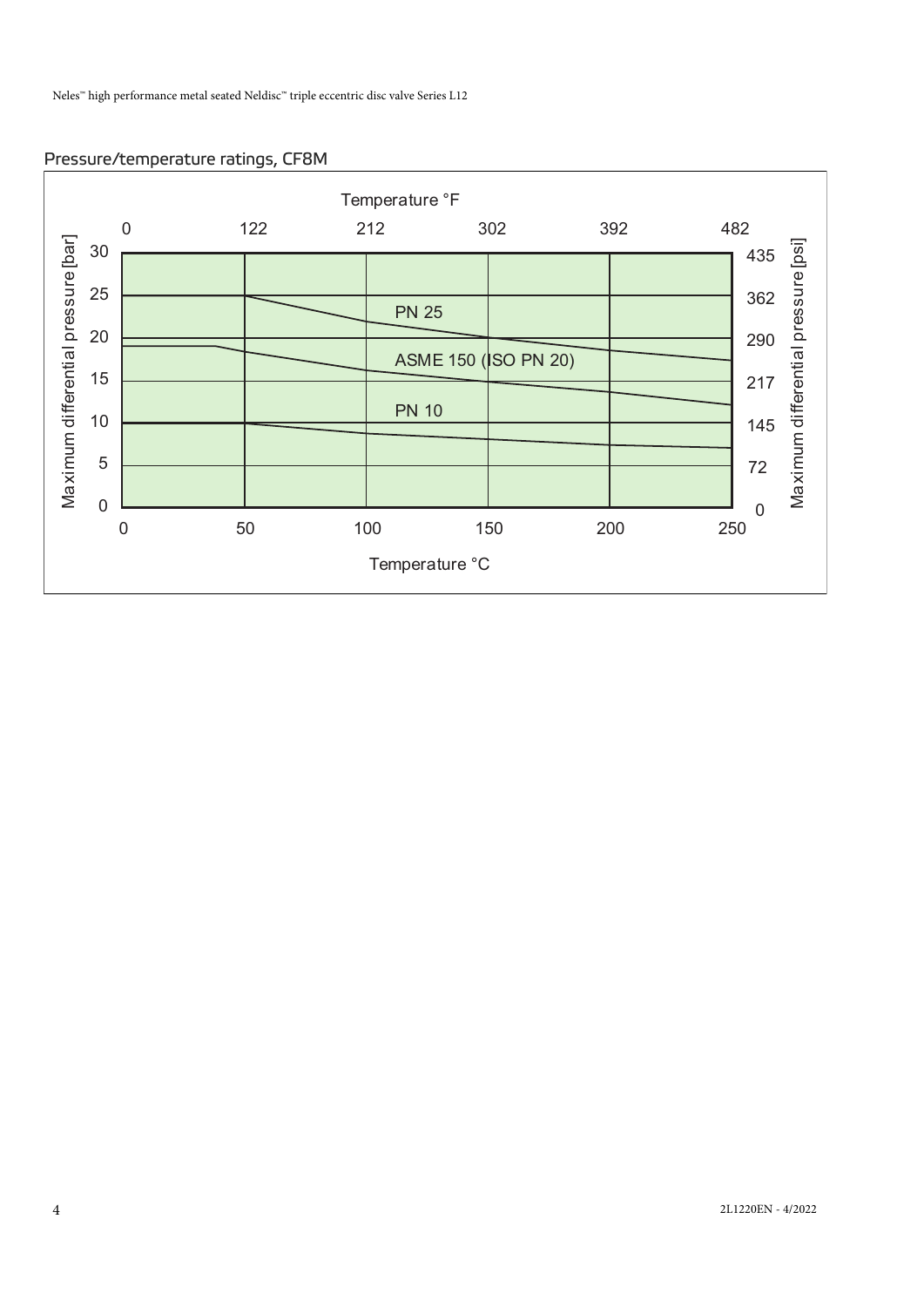## Pressure/temperature ratings, CF8M

Temperature °F

0 122 212 302 392 482

Maximum differential pressure [bar]: 30, 25, 20, 15, 10, 5, 0

Maximum differential pressure [psi]: 435, 362, 290, 217, 145, 72, 0

PN 25

ASME 150 (ISO PN 20)

PN 10

0 50 100 150 200 250

Temperature °C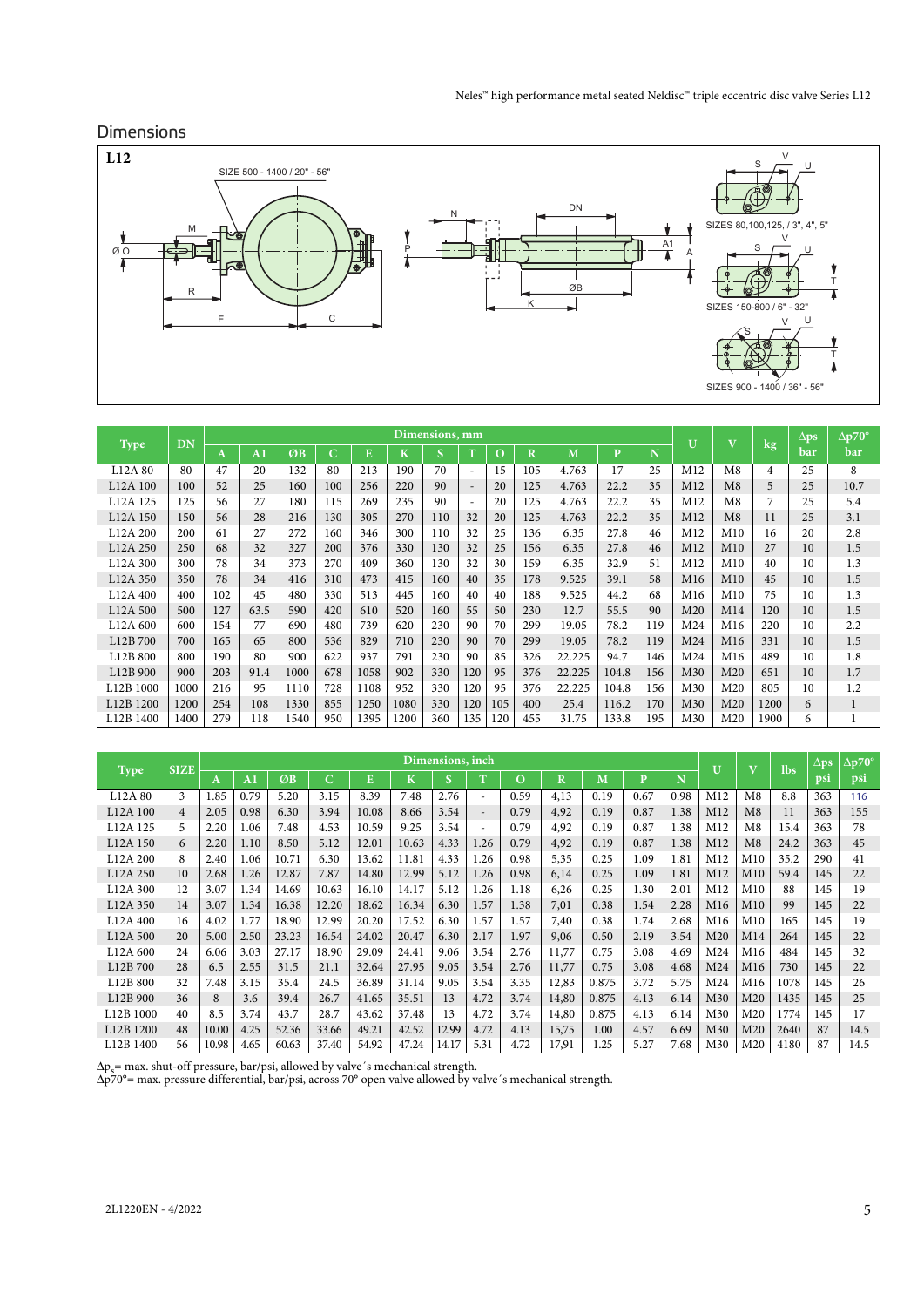## Dimensions

L12

SIZE 500 - 1400 / 20" - 56"

SIZES 80,100,125, / 3", 4", 5"

SIZES 150-800 / 6" - 32"

SIZES 900 - 1400 / 36" - 56"

| Type | DN | Dimensions, mm | | | | | | | | | | | | | U | V | kg | Δps bar | Δp70° bar |
|---|---|---|---|---|---|---|---|---|---|---|---|---|---|---|---|---|---|---|---|
| | | A | A1 | ØB | C | E | K | S | T | O | R | M | P | N | | | | | |
| L12A 80 | 80 | 47 | 20 | 132 | 80 | 213 | 190 | 70 | - | 15 | 105 | 4.763 | 17 | 25 | M12 | M8 | 4 | 25 | 8 |
| L12A 100 | 100 | 52 | 25 | 160 | 100 | 256 | 220 | 90 | - | 20 | 125 | 4.763 | 22.2 | 35 | M12 | M8 | 5 | 25 | 10.7 |
| L12A 125 | 125 | 56 | 27 | 180 | 115 | 269 | 235 | 90 | - | 20 | 125 | 4.763 | 22.2 | 35 | M12 | M8 | 7 | 25 | 5.4 |
| L12A 150 | 150 | 56 | 28 | 216 | 130 | 305 | 270 | 110 | 32 | 20 | 125 | 4.763 | 22.2 | 35 | M12 | M8 | 11 | 25 | 3.1 |
| L12A 200 | 200 | 61 | 27 | 272 | 160 | 346 | 300 | 110 | 32 | 25 | 136 | 6.35 | 27.8 | 46 | M12 | M10 | 16 | 20 | 2.8 |
| L12A 250 | 250 | 68 | 32 | 327 | 200 | 376 | 330 | 130 | 32 | 25 | 156 | 6.35 | 27.8 | 46 | M12 | M10 | 27 | 10 | 1.5 |
| L12A 300 | 300 | 78 | 34 | 373 | 270 | 409 | 360 | 130 | 32 | 30 | 159 | 6.35 | 32.9 | 51 | M12 | M10 | 40 | 10 | 1.3 |
| L12A 350 | 350 | 78 | 34 | 416 | 310 | 473 | 415 | 160 | 40 | 35 | 178 | 9.525 | 39.1 | 58 | M16 | M10 | 45 | 10 | 1.5 |
| L12A 400 | 400 | 102 | 45 | 480 | 330 | 513 | 445 | 160 | 40 | 40 | 188 | 9.525 | 44.2 | 68 | M16 | M10 | 75 | 10 | 1.3 |
| L12A 500 | 500 | 127 | 63.5 | 590 | 420 | 610 | 520 | 160 | 55 | 50 | 230 | 12.7 | 55.5 | 90 | M20 | M14 | 120 | 10 | 1.5 |
| L12A 600 | 600 | 154 | 77 | 690 | 480 | 739 | 620 | 230 | 90 | 70 | 299 | 19.05 | 78.2 | 119 | M24 | M16 | 220 | 10 | 2.2 |
| L12B 700 | 700 | 165 | 65 | 800 | 536 | 829 | 710 | 230 | 90 | 70 | 299 | 19.05 | 78.2 | 119 | M24 | M16 | 331 | 10 | 1.5 |
| L12B 800 | 800 | 190 | 80 | 900 | 622 | 937 | 791 | 230 | 90 | 85 | 326 | 22.225 | 94.7 | 146 | M24 | M16 | 489 | 10 | 1.8 |
| L12B 900 | 900 | 203 | 91.4 | 1000 | 678 | 1058 | 902 | 330 | 120 | 95 | 376 | 22.225 | 104.8 | 156 | M30 | M20 | 651 | 10 | 1.7 |
| L12B 1000 | 1000 | 216 | 95 | 1110 | 728 | 1108 | 952 | 330 | 120 | 95 | 376 | 22.225 | 104.8 | 156 | M30 | M20 | 805 | 10 | 1.2 |
| L12B 1200 | 1200 | 254 | 108 | 1330 | 855 | 1250 | 1080 | 330 | 120 | 105 | 400 | 25.4 | 116.2 | 170 | M30 | M20 | 1200 | 6 | 1 |
| L12B 1400 | 1400 | 279 | 118 | 1540 | 950 | 1395 | 1200 | 360 | 135 | 120 | 455 | 31.75 | 133.8 | 195 | M30 | M20 | 1900 | 6 | 1 |

| Type | SIZE | Dimensions, inch | | | | | | | | | | | | | U | V | lbs | Δps psi | Δp70° psi |
|---|---|---|---|---|---|---|---|---|---|---|---|---|---|---|---|---|---|---|---|
| | | A | A1 | ØB | C | E | K | S | T | O | R | M | P | N | | | | | |
| L12A 80 | 3 | 1.85 | 0.79 | 5.20 | 3.15 | 8.39 | 7.48 | 2.76 | - | 0.59 | 4,13 | 0.19 | 0.67 | 0.98 | M12 | M8 | 8.8 | 363 | 116 |
| L12A 100 | 4 | 2.05 | 0.98 | 6.30 | 3.94 | 10.08 | 8.66 | 3.54 | - | 0.79 | 4,92 | 0.19 | 0.87 | 1.38 | M12 | M8 | 11 | 363 | 155 |
| L12A 125 | 5 | 2.20 | 1.06 | 7.48 | 4.53 | 10.59 | 9.25 | 3.54 | - | 0.79 | 4,92 | 0.19 | 0.87 | 1.38 | M12 | M8 | 15.4 | 363 | 78 |
| L12A 150 | 6 | 2.20 | 1.10 | 8.50 | 5.12 | 12.01 | 10.63 | 4.33 | 1.26 | 0.79 | 4,92 | 0.19 | 0.87 | 1.38 | M12 | M8 | 24.2 | 363 | 45 |
| L12A 200 | 8 | 2.40 | 1.06 | 10.71 | 6.30 | 13.62 | 11.81 | 4.33 | 1.26 | 0.98 | 5,35 | 0.25 | 1.09 | 1.81 | M12 | M10 | 35.2 | 290 | 41 |
| L12A 250 | 10 | 2.68 | 1.26 | 12.87 | 7.87 | 14.80 | 12.99 | 5.12 | 1.26 | 0.98 | 6,14 | 0.25 | 1.09 | 1.81 | M12 | M10 | 59.4 | 145 | 22 |
| L12A 300 | 12 | 3.07 | 1.34 | 14.69 | 10.63 | 16.10 | 14.17 | 5.12 | 1.26 | 1.18 | 6,26 | 0.25 | 1.30 | 2.01 | M12 | M10 | 88 | 145 | 19 |
| L12A 350 | 14 | 3.07 | 1.34 | 16.38 | 12.20 | 18.62 | 16.34 | 6.30 | 1.57 | 1.38 | 7,01 | 0.38 | 1.54 | 2.28 | M16 | M10 | 99 | 145 | 22 |
| L12A 400 | 16 | 4.02 | 1.77 | 18.90 | 12.99 | 20.20 | 17.52 | 6.30 | 1.57 | 1.57 | 7,40 | 0.38 | 1.74 | 2.68 | M16 | M10 | 165 | 145 | 19 |
| L12A 500 | 20 | 5.00 | 2.50 | 23.23 | 16.54 | 24.02 | 20.47 | 6.30 | 2.17 | 1.97 | 9,06 | 0.50 | 2.19 | 3.54 | M20 | M14 | 264 | 145 | 22 |
| L12A 600 | 24 | 6.06 | 3.03 | 27.17 | 18.90 | 29.09 | 24.41 | 9.06 | 3.54 | 2.76 | 11,77 | 0.75 | 3.08 | 4.69 | M24 | M16 | 484 | 145 | 32 |
| L12B 700 | 28 | 6.5 | 2.55 | 31.5 | 21.1 | 32.64 | 27.95 | 9.05 | 3.54 | 2.76 | 11,77 | 0.75 | 3.08 | 4.68 | M24 | M16 | 730 | 145 | 22 |
| L12B 800 | 32 | 7.48 | 3.15 | 35.4 | 24.5 | 36.89 | 31.14 | 9.05 | 3.54 | 3.35 | 12,83 | 0.875 | 3.72 | 5.75 | M24 | M16 | 1078 | 145 | 26 |
| L12B 900 | 36 | 8 | 3.6 | 39.4 | 26.7 | 41.65 | 35.51 | 13 | 4.72 | 3.74 | 14,80 | 0.875 | 4.13 | 6.14 | M30 | M20 | 1435 | 145 | 25 |
| L12B 1000 | 40 | 8.5 | 3.74 | 43.7 | 28.7 | 43.62 | 37.48 | 13 | 4.72 | 3.74 | 14,80 | 0.875 | 4.13 | 6.14 | M30 | M20 | 1774 | 145 | 17 |
| L12B 1200 | 48 | 10.00 | 4.25 | 52.36 | 33.66 | 49.21 | 42.52 | 12.99 | 4.72 | 4.13 | 15,75 | 1.00 | 4.57 | 6.69 | M30 | M20 | 2640 | 87 | 14.5 |
| L12B 1400 | 56 | 10.98 | 4.65 | 60.63 | 37.40 | 54.92 | 47.24 | 14.17 | 5.31 | 4.72 | 17,91 | 1.25 | 5.27 | 7.68 | M30 | M20 | 4180 | 87 | 14.5 |

$\Delta p_s$= max. shut-off pressure, bar/psi, allowed by valve´s mechanical strength.
Δp70°= max. pressure differential, bar/psi, across 70° open valve allowed by valve´s mechanical strength.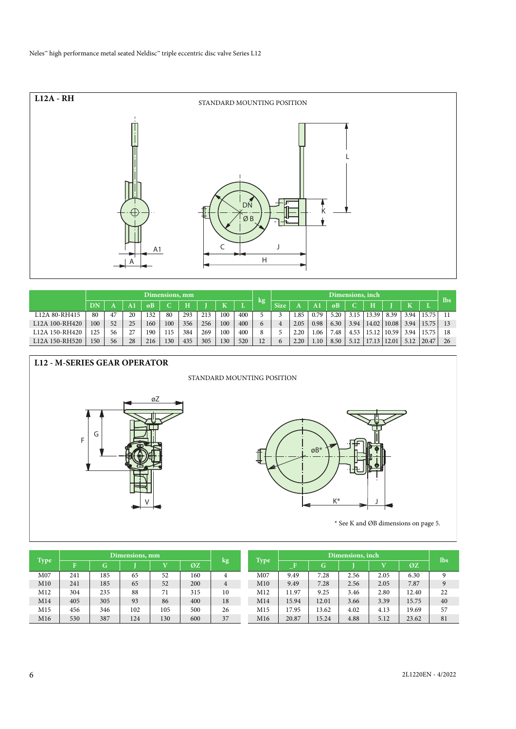## L12A - RH

STANDARD MOUNTING POSITION

| | Dimensions, mm | | | | | | | | | kg | Dimensions, inch | | | | | | | | | lbs |
|---|---|---|---|---|---|---|---|---|---|---|---|---|---|---|---|---|---|---|---|---|
| | DN | A | A1 | øB | C | H | J | K | L | | Size | A | A1 | øB | C | H | J | K | L | |
| L12A 80-RH415 | 80 | 47 | 20 | 132 | 80 | 293 | 213 | 100 | 400 | 5 | 3 | 1.85 | 0.79 | 5.20 | 3.15 | 13.39 | 8.39 | 3.94 | 15.75 | 11 |
| L12A 100-RH420 | 100 | 52 | 25 | 160 | 100 | 356 | 256 | 100 | 400 | 6 | 4 | 2.05 | 0.98 | 6.30 | 3.94 | 14.02 | 10.08 | 3.94 | 15.75 | 13 |
| L12A 150-RH420 | 125 | 56 | 27 | 190 | 115 | 384 | 269 | 100 | 400 | 8 | 5 | 2.20 | 1.06 | 7.48 | 4.53 | 15.12 | 10.59 | 3.94 | 15.75 | 18 |
| L12A 150-RH520 | 150 | 56 | 28 | 216 | 130 | 435 | 305 | 130 | 520 | 12 | 6 | 2.20 | 1.10 | 8.50 | 5.12 | 17.13 | 12.01 | 5.12 | 20.47 | 26 |

## L12 - M-SERIES GEAR OPERATOR

STANDARD MOUNTING POSITION

* See K and ØB dimensions on page 5.

| Type | Dimensions, mm | | | | | kg |
|---|---|---|---|---|---|---|
| | F | G | J | V | ØZ | |
| M07 | 241 | 185 | 65 | 52 | 160 | 4 |
| M10 | 241 | 185 | 65 | 52 | 200 | 4 |
| M12 | 304 | 235 | 88 | 71 | 315 | 10 |
| M14 | 405 | 305 | 93 | 86 | 400 | 18 |
| M15 | 456 | 346 | 102 | 105 | 500 | 26 |
| M16 | 530 | 387 | 124 | 130 | 600 | 37 |

| Type | Dimensions, inch | | | | | lbs |
|---|---|---|---|---|---|---|
| | F | G | J | V | ØZ | |
| M07 | 9.49 | 7.28 | 2.56 | 2.05 | 6.30 | 9 |
| M10 | 9.49 | 7.28 | 2.56 | 2.05 | 7.87 | 9 |
| M12 | 11.97 | 9.25 | 3.46 | 2.80 | 12.40 | 22 |
| M14 | 15.94 | 12.01 | 3.66 | 3.39 | 15.75 | 40 |
| M15 | 17.95 | 13.62 | 4.02 | 4.13 | 19.69 | 57 |
| M16 | 20.87 | 15.24 | 4.88 | 5.12 | 23.62 | 81 |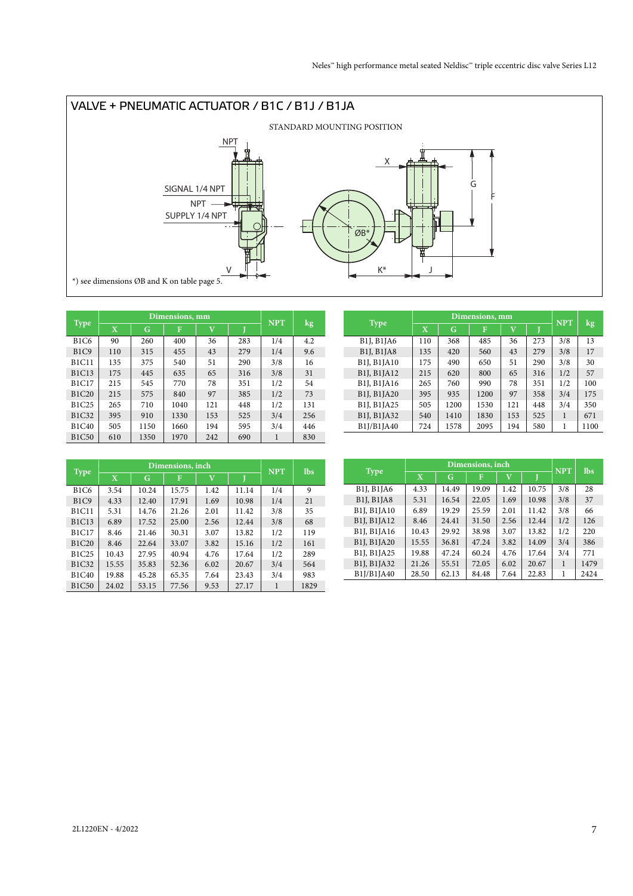## VALVE + PNEUMATIC ACTUATOR / B1C / B1J / B1JA

STANDARD MOUNTING POSITION

NPT

SIGNAL 1/4 NPT

NPT

SUPPLY 1/4 NPT

V

X

G

F

ØB*

K*

J

*) see dimensions ØB and K on table page 5.

| Type | Dimensions, mm | | | | | NPT | kg |
|---|---|---|---|---|---|---|---|
| | X | G | F | V | J | | |
| B1C6 | 90 | 260 | 400 | 36 | 283 | 1/4 | 4.2 |
| B1C9 | 110 | 315 | 455 | 43 | 279 | 1/4 | 9.6 |
| B1C11 | 135 | 375 | 540 | 51 | 290 | 3/8 | 16 |
| B1C13 | 175 | 445 | 635 | 65 | 316 | 3/8 | 31 |
| B1C17 | 215 | 545 | 770 | 78 | 351 | 1/2 | 54 |
| B1C20 | 215 | 575 | 840 | 97 | 385 | 1/2 | 73 |
| B1C25 | 265 | 710 | 1040 | 121 | 448 | 1/2 | 131 |
| B1C32 | 395 | 910 | 1330 | 153 | 525 | 3/4 | 256 |
| B1C40 | 505 | 1150 | 1660 | 194 | 595 | 3/4 | 446 |
| B1C50 | 610 | 1350 | 1970 | 242 | 690 | 1 | 830 |

| Type | Dimensions, mm | | | | | NPT | kg |
|---|---|---|---|---|---|---|---|
| | X | G | F | V | J | | |
| B1J, B1JA6 | 110 | 368 | 485 | 36 | 273 | 3/8 | 13 |
| B1J, B1JA8 | 135 | 420 | 560 | 43 | 279 | 3/8 | 17 |
| B1J, B1JA10 | 175 | 490 | 650 | 51 | 290 | 3/8 | 30 |
| B1J, B1JA12 | 215 | 620 | 800 | 65 | 316 | 1/2 | 57 |
| B1J, B1JA16 | 265 | 760 | 990 | 78 | 351 | 1/2 | 100 |
| B1J, B1JA20 | 395 | 935 | 1200 | 97 | 358 | 3/4 | 175 |
| B1J, B1JA25 | 505 | 1200 | 1530 | 121 | 448 | 3/4 | 350 |
| B1J, B1JA32 | 540 | 1410 | 1830 | 153 | 525 | 1 | 671 |
| B1J/B1JA40 | 724 | 1578 | 2095 | 194 | 580 | 1 | 1100 |

| Type | Dimensions, inch | | | | | NPT | lbs |
|---|---|---|---|---|---|---|---|
| | X | G | F | V | J | | |
| B1C6 | 3.54 | 10.24 | 15.75 | 1.42 | 11.14 | 1/4 | 9 |
| B1C9 | 4.33 | 12.40 | 17.91 | 1.69 | 10.98 | 1/4 | 21 |
| B1C11 | 5.31 | 14.76 | 21.26 | 2.01 | 11.42 | 3/8 | 35 |
| B1C13 | 6.89 | 17.52 | 25.00 | 2.56 | 12.44 | 3/8 | 68 |
| B1C17 | 8.46 | 21.46 | 30.31 | 3.07 | 13.82 | 1/2 | 119 |
| B1C20 | 8.46 | 22.64 | 33.07 | 3.82 | 15.16 | 1/2 | 161 |
| B1C25 | 10.43 | 27.95 | 40.94 | 4.76 | 17.64 | 1/2 | 289 |
| B1C32 | 15.55 | 35.83 | 52.36 | 6.02 | 20.67 | 3/4 | 564 |
| B1C40 | 19.88 | 45.28 | 65.35 | 7.64 | 23.43 | 3/4 | 983 |
| B1C50 | 24.02 | 53.15 | 77.56 | 9.53 | 27.17 | 1 | 1829 |

| Type | Dimensions, inch | | | | | NPT | lbs |
|---|---|---|---|---|---|---|---|
| | X | G | F | V | J | | |
| B1J, B1JA6 | 4.33 | 14.49 | 19.09 | 1.42 | 10.75 | 3/8 | 28 |
| B1J, B1JA8 | 5.31 | 16.54 | 22.05 | 1.69 | 10.98 | 3/8 | 37 |
| B1J, B1JA10 | 6.89 | 19.29 | 25.59 | 2.01 | 11.42 | 3/8 | 66 |
| B1J, B1JA12 | 8.46 | 24.41 | 31.50 | 2.56 | 12.44 | 1/2 | 126 |
| B1J, B1JA16 | 10.43 | 29.92 | 38.98 | 3.07 | 13.82 | 1/2 | 220 |
| B1J, B1JA20 | 15.55 | 36.81 | 47.24 | 3.82 | 14.09 | 3/4 | 386 |
| B1J, B1JA25 | 19.88 | 47.24 | 60.24 | 4.76 | 17.64 | 3/4 | 771 |
| B1J, B1JA32 | 21.26 | 55.51 | 72.05 | 6.02 | 20.67 | 1 | 1479 |
| B1J/B1JA40 | 28.50 | 62.13 | 84.48 | 7.64 | 22.83 | 1 | 2424 |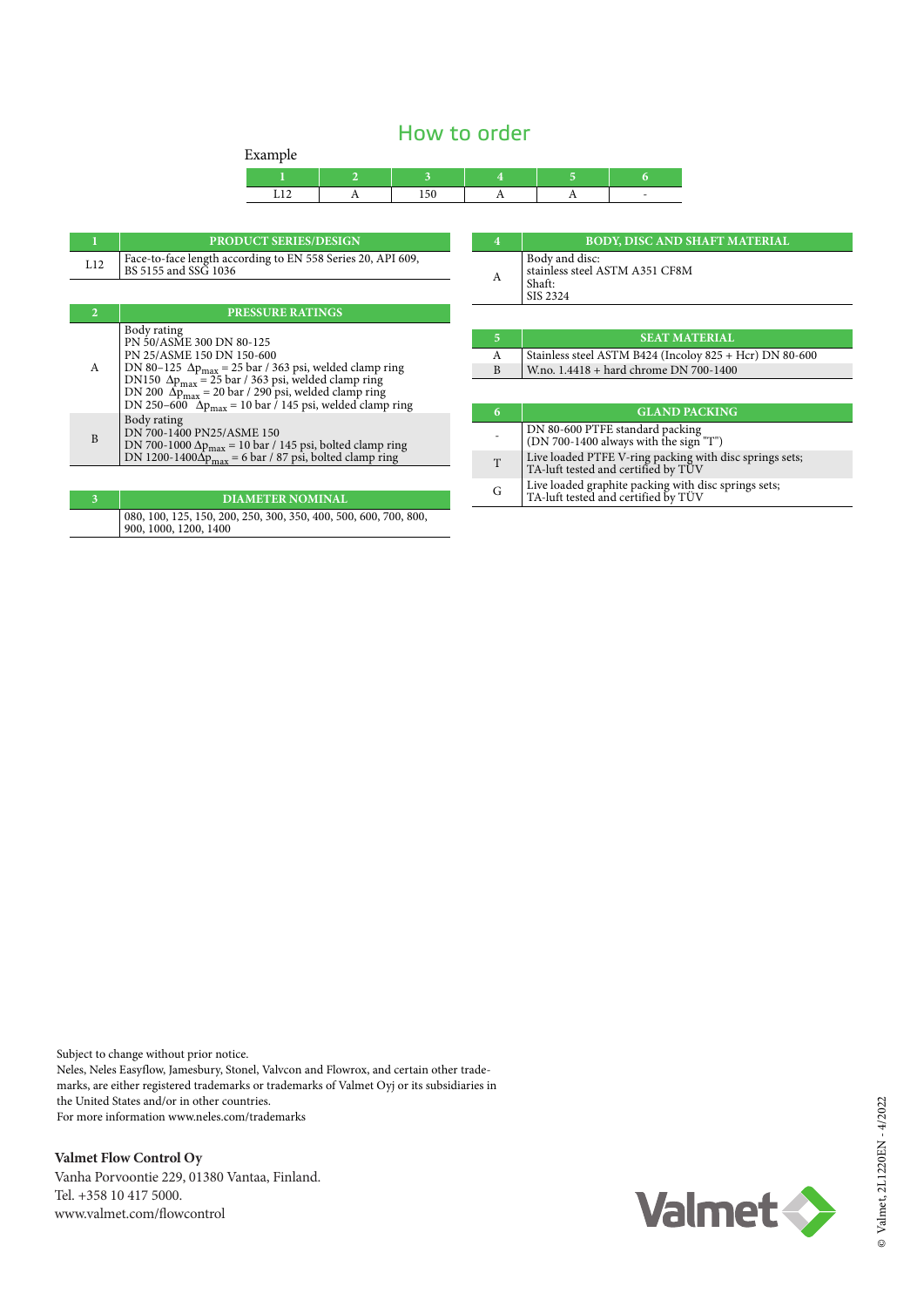## How to order

Example

| 1 | 2 | 3 | 4 | 5 | 6 |
|---|---|---|---|---|---|
| L12 | A | 150 | A | A | - |

| 1 | PRODUCT SERIES/DESIGN |
|---|---|
| L12 | Face-to-face length according to EN 558 Series 20, API 609, BS 5155 and SSG 1036 |

| 2 | PRESSURE RATINGS |
|---|---|
| A | Body rating<br>PN 50/ASME 300 DN 80-125<br>PN 25/ASME 150 DN 150-600<br>DN 80–125 $\Delta p_{max}$ = 25 bar / 363 psi, welded clamp ring<br>DN150 $\Delta p_{max}$ = 25 bar / 363 psi, welded clamp ring<br>DN 200 $\Delta p_{max}$ = 20 bar / 290 psi, welded clamp ring<br>DN 250–600 $\Delta p_{max}$ = 10 bar / 145 psi, welded clamp ring |
| B | Body rating<br>DN 700-1400 PN25/ASME 150<br>DN 700-1000 $\Delta p_{max}$ = 10 bar / 145 psi, bolted clamp ring<br>DN 1200-1400 $\Delta p_{max}$ = 6 bar / 87 psi, bolted clamp ring |

| 3 | DIAMETER NOMINAL |
|---|---|
| | 080, 100, 125, 150, 200, 250, 300, 350, 400, 500, 600, 700, 800, 900, 1000, 1200, 1400 |

| 4 | BODY, DISC AND SHAFT MATERIAL |
|---|---|
| A | Body and disc:<br>stainless steel ASTM A351 CF8M<br>Shaft:<br>SIS 2324 |

| 5 | SEAT MATERIAL |
|---|---|
| A | Stainless steel ASTM B424 (Incoloy 825 + Hcr) DN 80-600 |
| B | W.no. 1.4418 + hard chrome DN 700-1400 |

| 6 | GLAND PACKING |
|---|---|
| - | DN 80-600 PTFE standard packing<br>(DN 700-1400 always with the sign "T") |
| T | Live loaded PTFE V-ring packing with disc springs sets;<br>TA-luft tested and certified by TÜV |
| G | Live loaded graphite packing with disc springs sets;<br>TA-luft tested and certified by TÜV |

Subject to change without prior notice.
Neles, Neles Easyflow, Jamesbury, Stonel, Valvcon and Flowrox, and certain other trademarks, are either registered trademarks or trademarks of Valmet Oyj or its subsidiaries in the United States and/or in other countries.
For more information www.neles.com/trademarks

**Valmet Flow Control Oy**
Vanha Porvoontie 229, 01380 Vantaa, Finland.
Tel. +358 10 417 5000.
www.valmet.com/flowcontrol

Valmet

© Valmet, 2L1220EN - 4/2022